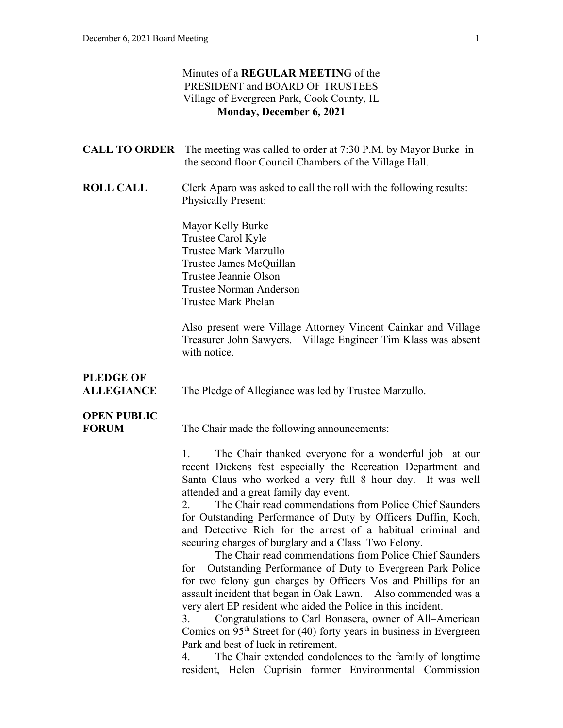Minutes of a **REGULAR MEETIN**G of the
PRESIDENT and BOARD OF TRUSTEES
Village of Evergreen Park, Cook County, IL
**Monday, December 6, 2021**

**CALL TO ORDER** The meeting was called to order at 7:30 P.M. by Mayor Burke in the second floor Council Chambers of the Village Hall.

**ROLL CALL** Clerk Aparo was asked to call the roll with the following results:
Physically Present:

Mayor Kelly Burke
Trustee Carol Kyle
Trustee Mark Marzullo
Trustee James McQuillan
Trustee Jeannie Olson
Trustee Norman Anderson
Trustee Mark Phelan

Also present were Village Attorney Vincent Cainkar and Village Treasurer John Sawyers. Village Engineer Tim Klass was absent with notice.

**PLEDGE OF ALLEGIANCE** The Pledge of Allegiance was led by Trustee Marzullo.

**OPEN PUBLIC FORUM** The Chair made the following announcements:

1. The Chair thanked everyone for a wonderful job at our recent Dickens fest especially the Recreation Department and Santa Claus who worked a very full 8 hour day. It was well attended and a great family day event.
2. The Chair read commendations from Police Chief Saunders for Outstanding Performance of Duty by Officers Duffin, Koch, and Detective Rich for the arrest of a habitual criminal and securing charges of burglary and a Class Two Felony.
   The Chair read commendations from Police Chief Saunders for Outstanding Performance of Duty to Evergreen Park Police for two felony gun charges by Officers Vos and Phillips for an assault incident that began in Oak Lawn. Also commended was a very alert EP resident who aided the Police in this incident.
3. Congratulations to Carl Bonasera, owner of All–American Comics on 95th Street for (40) forty years in business in Evergreen Park and best of luck in retirement.
4. The Chair extended condolences to the family of longtime resident, Helen Cuprisin former Environmental Commission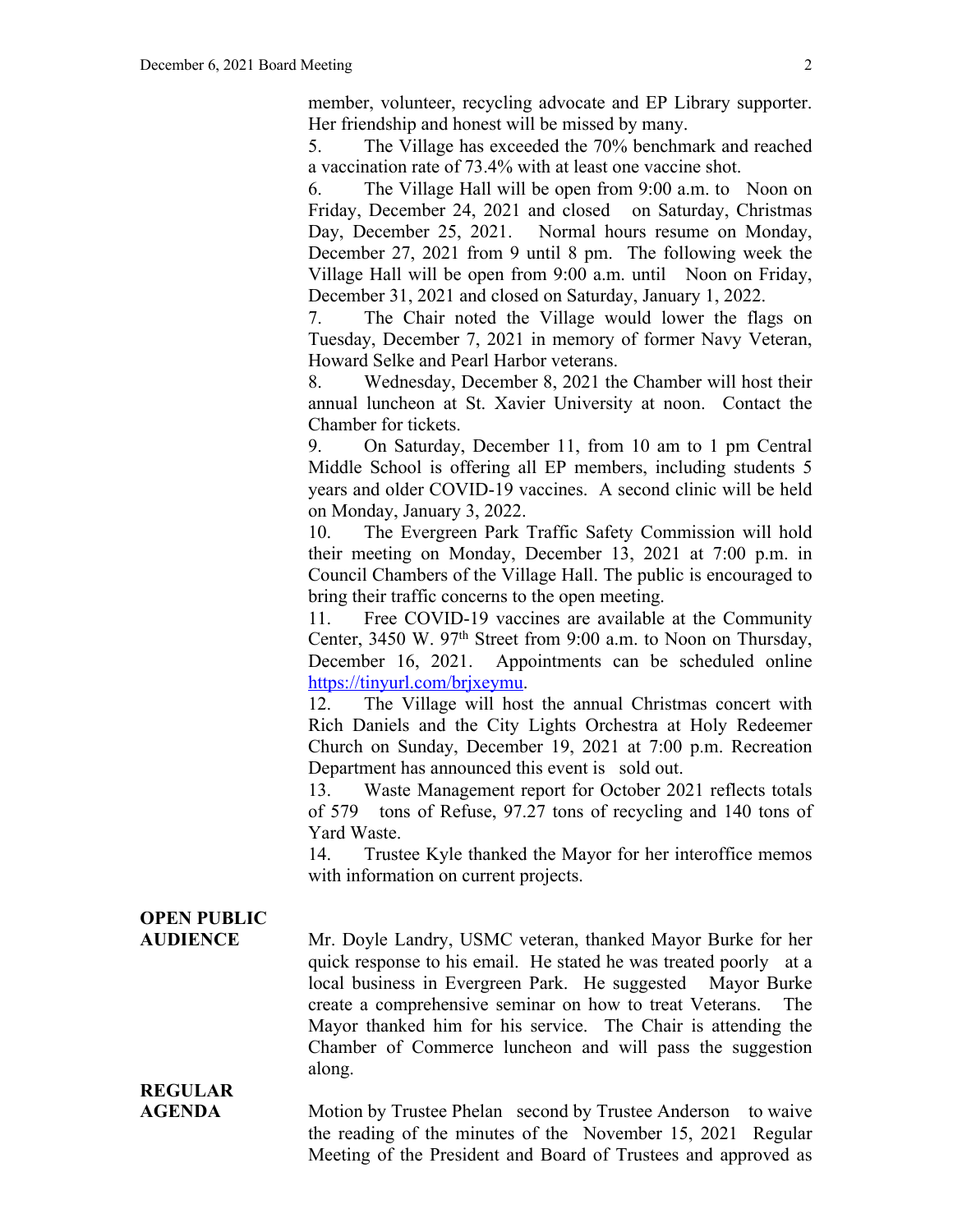member, volunteer, recycling advocate and EP Library supporter. Her friendship and honest will be missed by many.

5. The Village has exceeded the 70% benchmark and reached a vaccination rate of 73.4% with at least one vaccine shot.

6. The Village Hall will be open from 9:00 a.m. to Noon on Friday, December 24, 2021 and closed on Saturday, Christmas Day, December 25, 2021. Normal hours resume on Monday, December 27, 2021 from 9 until 8 pm. The following week the Village Hall will be open from 9:00 a.m. until Noon on Friday, December 31, 2021 and closed on Saturday, January 1, 2022.

7. The Chair noted the Village would lower the flags on Tuesday, December 7, 2021 in memory of former Navy Veteran, Howard Selke and Pearl Harbor veterans.

8. Wednesday, December 8, 2021 the Chamber will host their annual luncheon at St. Xavier University at noon. Contact the Chamber for tickets.

9. On Saturday, December 11, from 10 am to 1 pm Central Middle School is offering all EP members, including students 5 years and older COVID-19 vaccines. A second clinic will be held on Monday, January 3, 2022.

10. The Evergreen Park Traffic Safety Commission will hold their meeting on Monday, December 13, 2021 at 7:00 p.m. in Council Chambers of the Village Hall. The public is encouraged to bring their traffic concerns to the open meeting.

11. Free COVID-19 vaccines are available at the Community Center, 3450 W. 97th Street from 9:00 a.m. to Noon on Thursday, December 16, 2021. Appointments can be scheduled online https://tinyurl.com/brjxeymu.

12. The Village will host the annual Christmas concert with Rich Daniels and the City Lights Orchestra at Holy Redeemer Church on Sunday, December 19, 2021 at 7:00 p.m. Recreation Department has announced this event is sold out.

13. Waste Management report for October 2021 reflects totals of 579 tons of Refuse, 97.27 tons of recycling and 140 tons of Yard Waste.

14. Trustee Kyle thanked the Mayor for her interoffice memos with information on current projects.

**OPEN PUBLIC AUDIENCE**

Mr. Doyle Landry, USMC veteran, thanked Mayor Burke for her quick response to his email. He stated he was treated poorly at a local business in Evergreen Park. He suggested Mayor Burke create a comprehensive seminar on how to treat Veterans. The Mayor thanked him for his service. The Chair is attending the Chamber of Commerce luncheon and will pass the suggestion along.

**REGULAR AGENDA**

Motion by Trustee Phelan second by Trustee Anderson to waive the reading of the minutes of the November 15, 2021 Regular Meeting of the President and Board of Trustees and approved as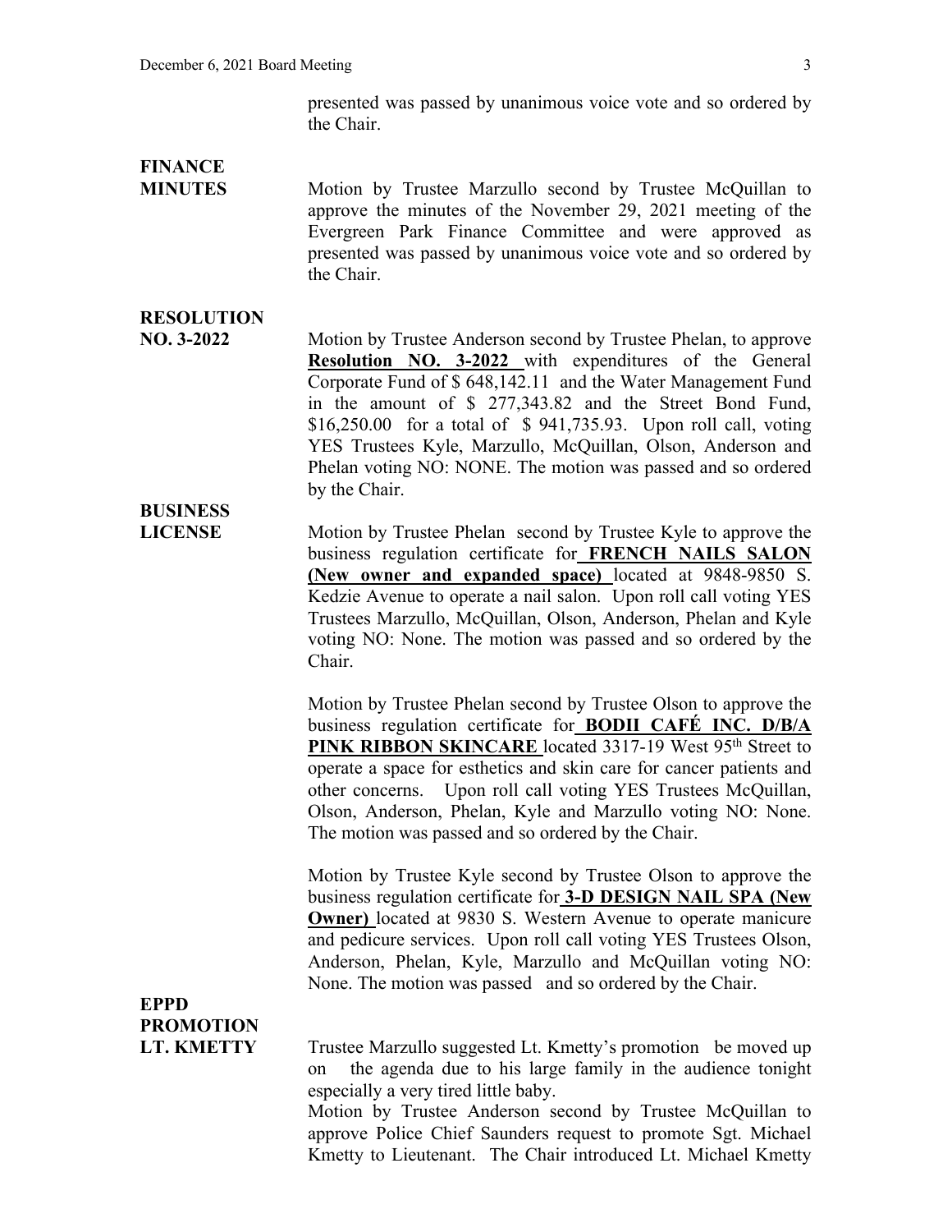presented was passed by unanimous voice vote and so ordered by the Chair.

**FINANCE MINUTES**

Motion by Trustee Marzullo second by Trustee McQuillan to approve the minutes of the November 29, 2021 meeting of the Evergreen Park Finance Committee and were approved as presented was passed by unanimous voice vote and so ordered by the Chair.

**RESOLUTION NO. 3-2022**

Motion by Trustee Anderson second by Trustee Phelan, to approve **Resolution NO. 3-2022** with expenditures of the General Corporate Fund of $ 648,142.11 and the Water Management Fund in the amount of $ 277,343.82 and the Street Bond Fund, $16,250.00 for a total of $ 941,735.93. Upon roll call, voting YES Trustees Kyle, Marzullo, McQuillan, Olson, Anderson and Phelan voting NO: NONE. The motion was passed and so ordered by the Chair.

**BUSINESS LICENSE**

Motion by Trustee Phelan second by Trustee Kyle to approve the business regulation certificate for **FRENCH NAILS SALON (New owner and expanded space)** located at 9848-9850 S. Kedzie Avenue to operate a nail salon. Upon roll call voting YES Trustees Marzullo, McQuillan, Olson, Anderson, Phelan and Kyle voting NO: None. The motion was passed and so ordered by the Chair.

Motion by Trustee Phelan second by Trustee Olson to approve the business regulation certificate for **BODII CAFÉ INC. D/B/A PINK RIBBON SKINCARE** located 3317-19 West 95th Street to operate a space for esthetics and skin care for cancer patients and other concerns. Upon roll call voting YES Trustees McQuillan, Olson, Anderson, Phelan, Kyle and Marzullo voting NO: None. The motion was passed and so ordered by the Chair.

Motion by Trustee Kyle second by Trustee Olson to approve the business regulation certificate for **3-D DESIGN NAIL SPA (New Owner)** located at 9830 S. Western Avenue to operate manicure and pedicure services. Upon roll call voting YES Trustees Olson, Anderson, Phelan, Kyle, Marzullo and McQuillan voting NO: None. The motion was passed and so ordered by the Chair.

**EPPD PROMOTION LT. KMETTY**

Trustee Marzullo suggested Lt. Kmetty's promotion be moved up on the agenda due to his large family in the audience tonight especially a very tired little baby.

Motion by Trustee Anderson second by Trustee McQuillan to approve Police Chief Saunders request to promote Sgt. Michael Kmetty to Lieutenant. The Chair introduced Lt. Michael Kmetty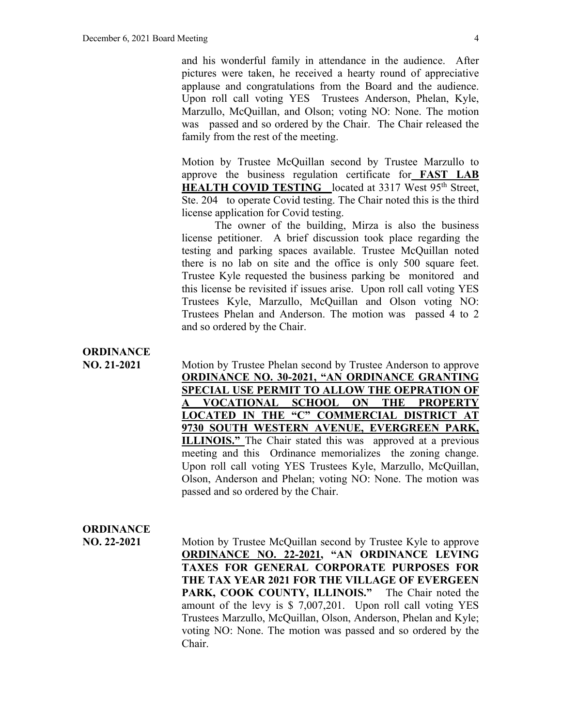and his wonderful family in attendance in the audience. After pictures were taken, he received a hearty round of appreciative applause and congratulations from the Board and the audience. Upon roll call voting YES Trustees Anderson, Phelan, Kyle, Marzullo, McQuillan, and Olson; voting NO: None. The motion was passed and so ordered by the Chair. The Chair released the family from the rest of the meeting.

Motion by Trustee McQuillan second by Trustee Marzullo to approve the business regulation certificate for **FAST LAB HEALTH COVID TESTING** located at 3317 West 95th Street, Ste. 204 to operate Covid testing. The Chair noted this is the third license application for Covid testing.

The owner of the building, Mirza is also the business license petitioner. A brief discussion took place regarding the testing and parking spaces available. Trustee McQuillan noted there is no lab on site and the office is only 500 square feet. Trustee Kyle requested the business parking be monitored and this license be revisited if issues arise. Upon roll call voting YES Trustees Kyle, Marzullo, McQuillan and Olson voting NO: Trustees Phelan and Anderson. The motion was passed 4 to 2 and so ordered by the Chair.

**ORDINANCE NO. 21-2021**

Motion by Trustee Phelan second by Trustee Anderson to approve **ORDINANCE NO. 30-2021, "AN ORDINANCE GRANTING SPECIAL USE PERMIT TO ALLOW THE OEPRATION OF A VOCATIONAL SCHOOL ON THE PROPERTY LOCATED IN THE "C" COMMERCIAL DISTRICT AT 9730 SOUTH WESTERN AVENUE, EVERGREEN PARK, ILLINOIS."** The Chair stated this was approved at a previous meeting and this Ordinance memorializes the zoning change. Upon roll call voting YES Trustees Kyle, Marzullo, McQuillan, Olson, Anderson and Phelan; voting NO: None. The motion was passed and so ordered by the Chair.

**ORDINANCE NO. 22-2021**

Motion by Trustee McQuillan second by Trustee Kyle to approve **ORDINANCE NO. 22-2021, "AN ORDINANCE LEVING TAXES FOR GENERAL CORPORATE PURPOSES FOR THE TAX YEAR 2021 FOR THE VILLAGE OF EVERGEEN PARK, COOK COUNTY, ILLINOIS."** The Chair noted the amount of the levy is $ 7,007,201. Upon roll call voting YES Trustees Marzullo, McQuillan, Olson, Anderson, Phelan and Kyle; voting NO: None. The motion was passed and so ordered by the Chair.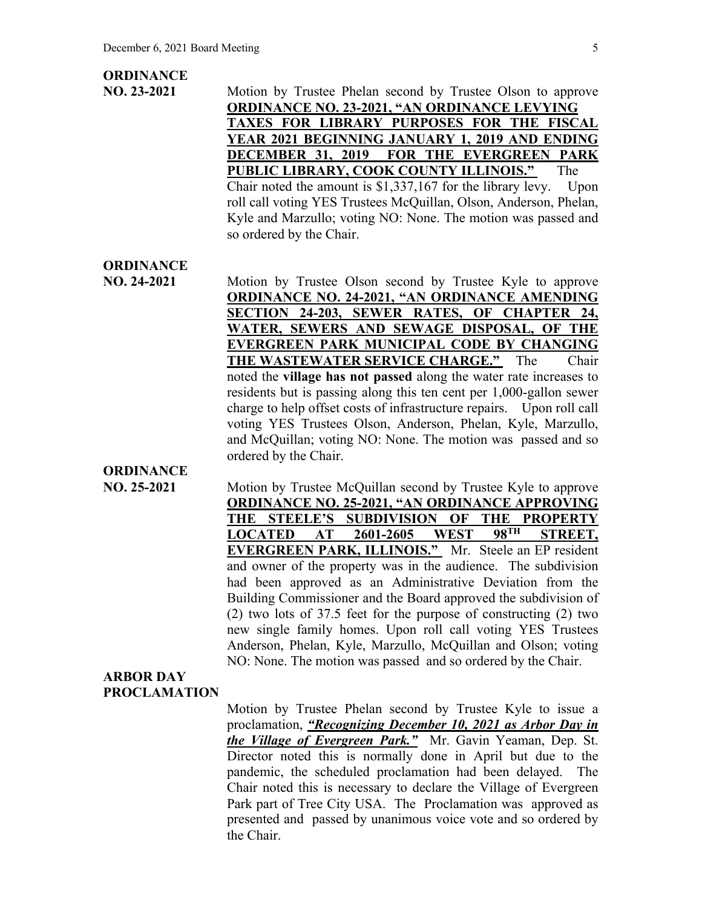**ORDINANCE NO. 23-2021**

Motion by Trustee Phelan second by Trustee Olson to approve **ORDINANCE NO. 23-2021, "AN ORDINANCE LEVYING TAXES FOR LIBRARY PURPOSES FOR THE FISCAL YEAR 2021 BEGINNING JANUARY 1, 2019 AND ENDING DECEMBER 31, 2019 FOR THE EVERGREEN PARK PUBLIC LIBRARY, COOK COUNTY ILLINOIS."** The Chair noted the amount is $1,337,167 for the library levy. Upon roll call voting YES Trustees McQuillan, Olson, Anderson, Phelan, Kyle and Marzullo; voting NO: None. The motion was passed and so ordered by the Chair.

**ORDINANCE NO. 24-2021**

Motion by Trustee Olson second by Trustee Kyle to approve **ORDINANCE NO. 24-2021, "AN ORDINANCE AMENDING SECTION 24-203, SEWER RATES, OF CHAPTER 24, WATER, SEWERS AND SEWAGE DISPOSAL, OF THE EVERGREEN PARK MUNICIPAL CODE BY CHANGING THE WASTEWATER SERVICE CHARGE."** The Chair noted the **village has not passed** along the water rate increases to residents but is passing along this ten cent per 1,000-gallon sewer charge to help offset costs of infrastructure repairs. Upon roll call voting YES Trustees Olson, Anderson, Phelan, Kyle, Marzullo, and McQuillan; voting NO: None. The motion was passed and so ordered by the Chair.

**ORDINANCE NO. 25-2021**

Motion by Trustee McQuillan second by Trustee Kyle to approve **ORDINANCE NO. 25-2021, "AN ORDINANCE APPROVING THE STEELE'S SUBDIVISION OF THE PROPERTY LOCATED AT 2601-2605 WEST 98TH STREET, EVERGREEN PARK, ILLINOIS."** Mr. Steele an EP resident and owner of the property was in the audience. The subdivision had been approved as an Administrative Deviation from the Building Commissioner and the Board approved the subdivision of (2) two lots of 37.5 feet for the purpose of constructing (2) two new single family homes. Upon roll call voting YES Trustees Anderson, Phelan, Kyle, Marzullo, McQuillan and Olson; voting NO: None. The motion was passed and so ordered by the Chair.

**ARBOR DAY PROCLAMATION**

Motion by Trustee Phelan second by Trustee Kyle to issue a proclamation, ***"Recognizing December 10, 2021 as Arbor Day in the Village of Evergreen Park."*** Mr. Gavin Yeaman, Dep. St. Director noted this is normally done in April but due to the pandemic, the scheduled proclamation had been delayed. The Chair noted this is necessary to declare the Village of Evergreen Park part of Tree City USA. The Proclamation was approved as presented and passed by unanimous voice vote and so ordered by the Chair.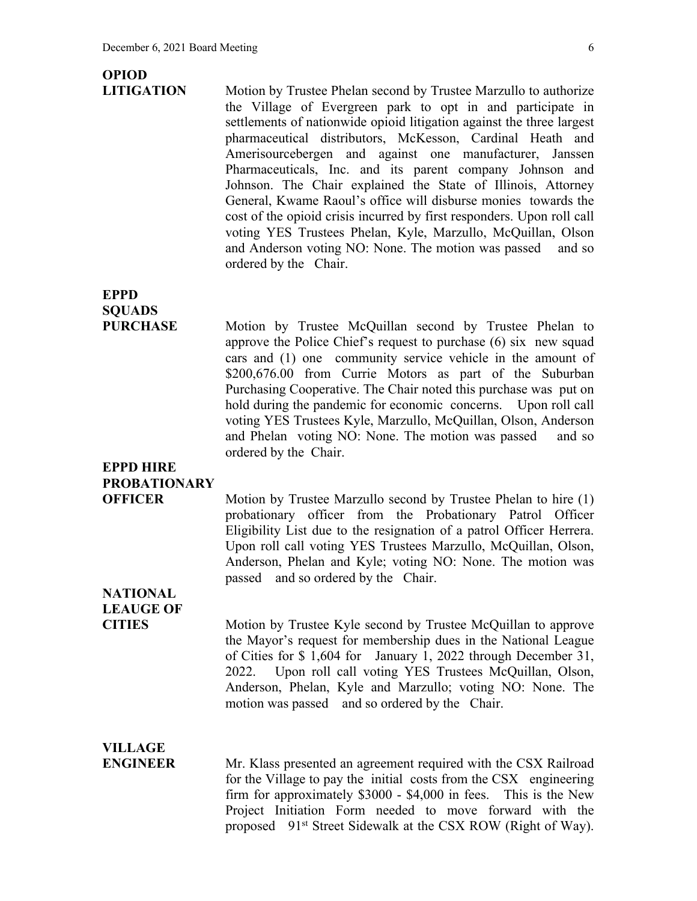**OPIOD LITIGATION**

Motion by Trustee Phelan second by Trustee Marzullo to authorize the Village of Evergreen park to opt in and participate in settlements of nationwide opioid litigation against the three largest pharmaceutical distributors, McKesson, Cardinal Heath and Amerisourcebergen and against one manufacturer, Janssen Pharmaceuticals, Inc. and its parent company Johnson and Johnson. The Chair explained the State of Illinois, Attorney General, Kwame Raoul's office will disburse monies towards the cost of the opioid crisis incurred by first responders. Upon roll call voting YES Trustees Phelan, Kyle, Marzullo, McQuillan, Olson and Anderson voting NO: None. The motion was passed and so ordered by the Chair.

**EPPD SQUADS PURCHASE**

Motion by Trustee McQuillan second by Trustee Phelan to approve the Police Chief's request to purchase (6) six new squad cars and (1) one community service vehicle in the amount of $200,676.00 from Currie Motors as part of the Suburban Purchasing Cooperative. The Chair noted this purchase was put on hold during the pandemic for economic concerns. Upon roll call voting YES Trustees Kyle, Marzullo, McQuillan, Olson, Anderson and Phelan voting NO: None. The motion was passed and so ordered by the Chair.

**EPPD HIRE PROBATIONARY OFFICER**

Motion by Trustee Marzullo second by Trustee Phelan to hire (1) probationary officer from the Probationary Patrol Officer Eligibility List due to the resignation of a patrol Officer Herrera. Upon roll call voting YES Trustees Marzullo, McQuillan, Olson, Anderson, Phelan and Kyle; voting NO: None. The motion was passed and so ordered by the Chair.

**NATIONAL LEAUGE OF CITIES**

Motion by Trustee Kyle second by Trustee McQuillan to approve the Mayor's request for membership dues in the National League of Cities for $ 1,604 for January 1, 2022 through December 31, 2022. Upon roll call voting YES Trustees McQuillan, Olson, Anderson, Phelan, Kyle and Marzullo; voting NO: None. The motion was passed and so ordered by the Chair.

**VILLAGE ENGINEER**

Mr. Klass presented an agreement required with the CSX Railroad for the Village to pay the initial costs from the CSX engineering firm for approximately $3000 - $4,000 in fees. This is the New Project Initiation Form needed to move forward with the proposed 91st Street Sidewalk at the CSX ROW (Right of Way).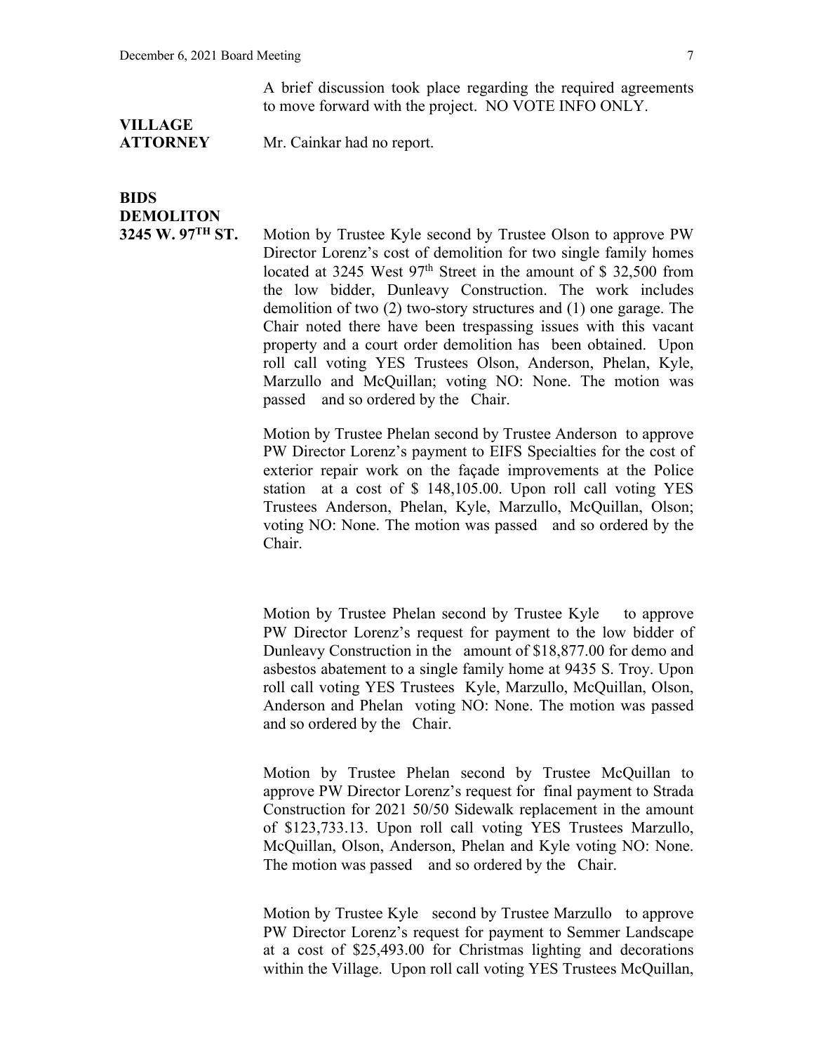A brief discussion took place regarding the required agreements to move forward with the project. NO VOTE INFO ONLY.

**VILLAGE ATTORNEY**

Mr. Cainkar had no report.

**BIDS DEMOLITON 3245 W. 97TH ST.**

Motion by Trustee Kyle second by Trustee Olson to approve PW Director Lorenz's cost of demolition for two single family homes located at 3245 West 97th Street in the amount of $ 32,500 from the low bidder, Dunleavy Construction. The work includes demolition of two (2) two-story structures and (1) one garage. The Chair noted there have been trespassing issues with this vacant property and a court order demolition has been obtained. Upon roll call voting YES Trustees Olson, Anderson, Phelan, Kyle, Marzullo and McQuillan; voting NO: None. The motion was passed and so ordered by the Chair.

Motion by Trustee Phelan second by Trustee Anderson to approve PW Director Lorenz's payment to EIFS Specialties for the cost of exterior repair work on the façade improvements at the Police station at a cost of $ 148,105.00. Upon roll call voting YES Trustees Anderson, Phelan, Kyle, Marzullo, McQuillan, Olson; voting NO: None. The motion was passed and so ordered by the Chair.

Motion by Trustee Phelan second by Trustee Kyle to approve PW Director Lorenz's request for payment to the low bidder of Dunleavy Construction in the amount of $18,877.00 for demo and asbestos abatement to a single family home at 9435 S. Troy. Upon roll call voting YES Trustees Kyle, Marzullo, McQuillan, Olson, Anderson and Phelan voting NO: None. The motion was passed and so ordered by the Chair.

Motion by Trustee Phelan second by Trustee McQuillan to approve PW Director Lorenz's request for final payment to Strada Construction for 2021 50/50 Sidewalk replacement in the amount of $123,733.13. Upon roll call voting YES Trustees Marzullo, McQuillan, Olson, Anderson, Phelan and Kyle voting NO: None. The motion was passed and so ordered by the Chair.

Motion by Trustee Kyle second by Trustee Marzullo to approve PW Director Lorenz's request for payment to Semmer Landscape at a cost of $25,493.00 for Christmas lighting and decorations within the Village. Upon roll call voting YES Trustees McQuillan,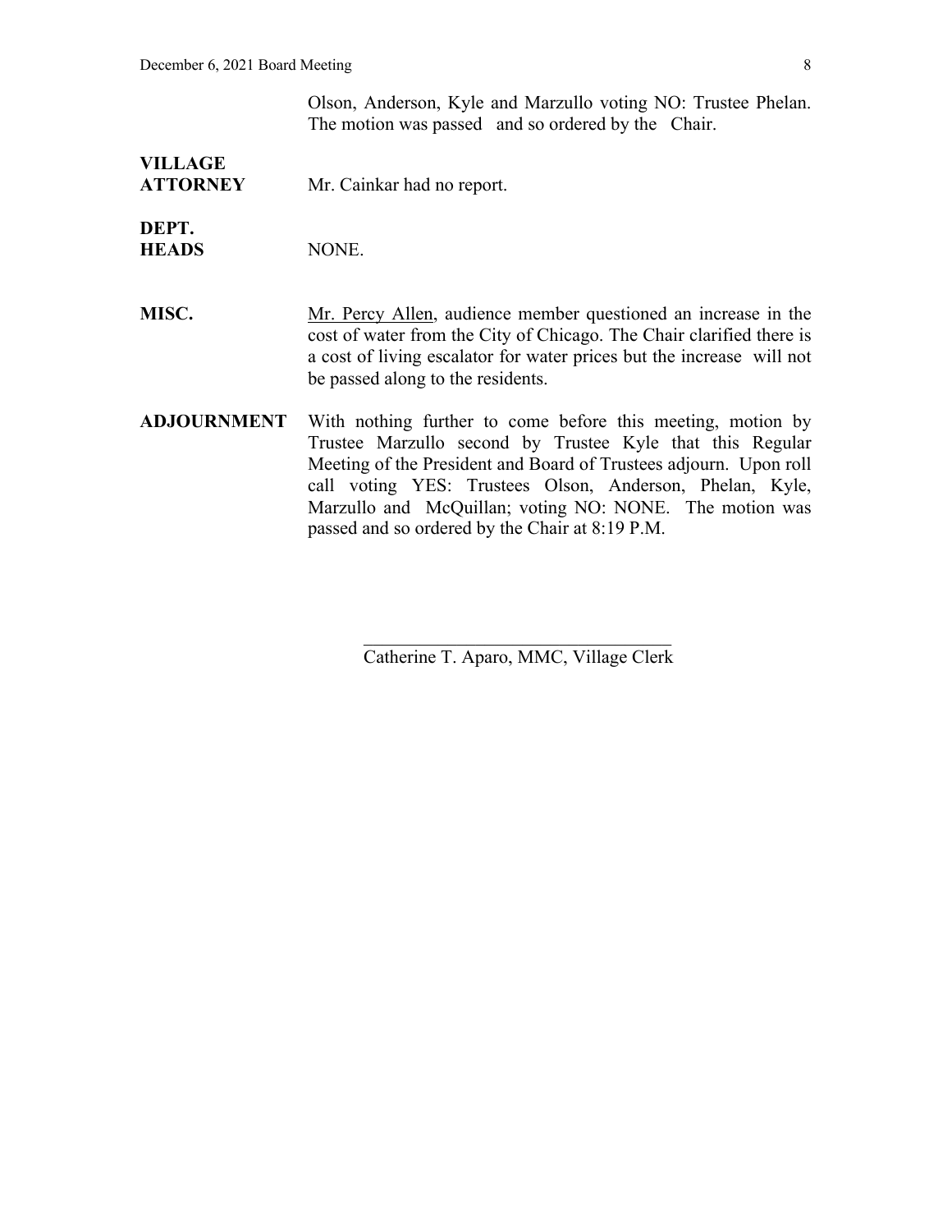Olson, Anderson, Kyle and Marzullo voting NO: Trustee Phelan. The motion was passed and so ordered by the Chair.

**VILLAGE ATTORNEY** Mr. Cainkar had no report.

**DEPT. HEADS** NONE.

**MISC.** Mr. Percy Allen, audience member questioned an increase in the cost of water from the City of Chicago. The Chair clarified there is a cost of living escalator for water prices but the increase will not be passed along to the residents.

**ADJOURNMENT** With nothing further to come before this meeting, motion by Trustee Marzullo second by Trustee Kyle that this Regular Meeting of the President and Board of Trustees adjourn. Upon roll call voting YES: Trustees Olson, Anderson, Phelan, Kyle, Marzullo and McQuillan; voting NO: NONE. The motion was passed and so ordered by the Chair at 8:19 P.M.

\_\_\_\_\_\_\_\_\_\_\_\_\_\_\_\_\_\_\_\_\_\_\_\_\_\_\_\_\_\_\_\_\_\_\_

Catherine T. Aparo, MMC, Village Clerk